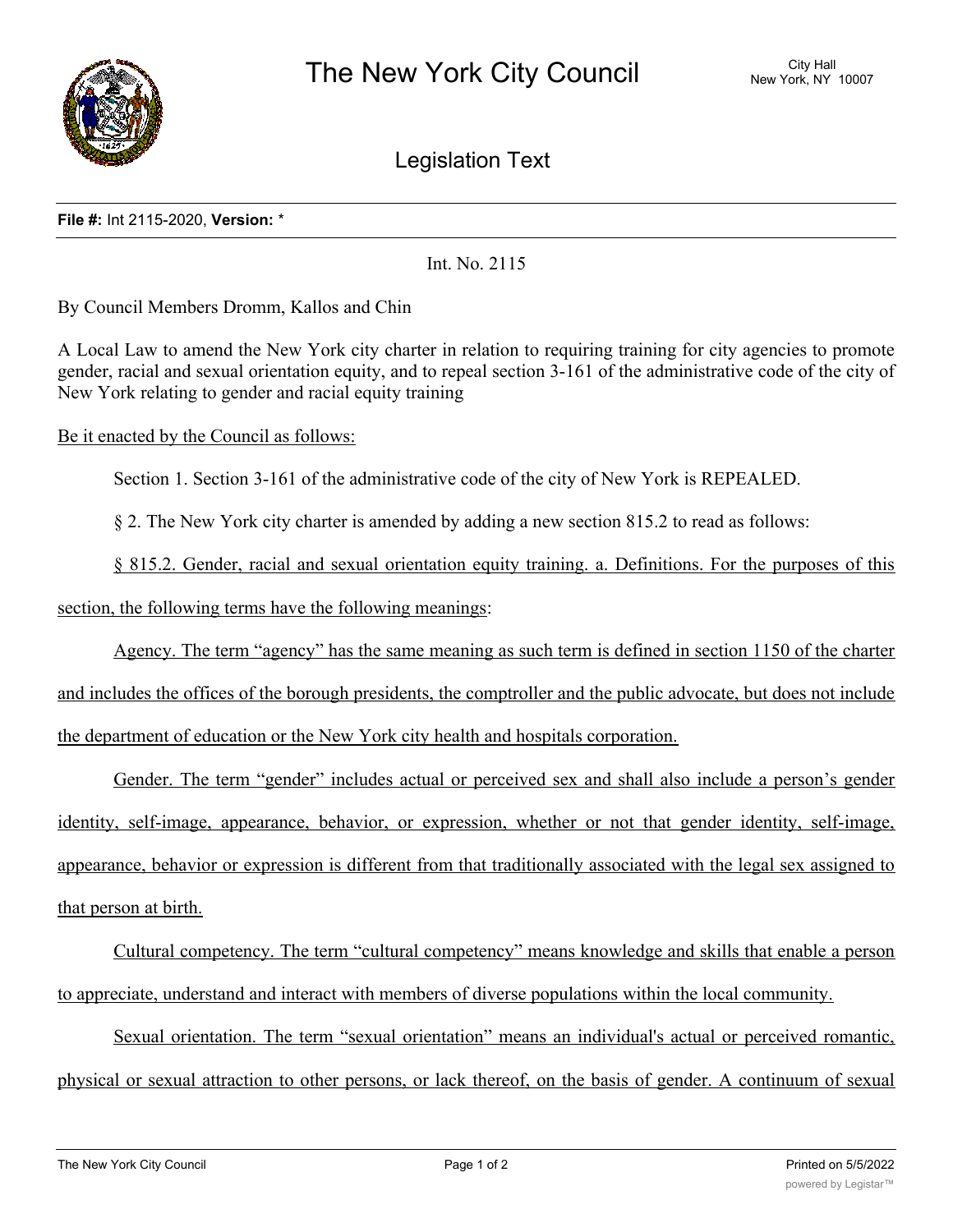# The New York City Council

City Hall
New York, NY 10007

## Legislation Text

**File #:** Int 2115-2020, **Version:** *

Int. No. 2115

By Council Members Dromm, Kallos and Chin

A Local Law to amend the New York city charter in relation to requiring training for city agencies to promote gender, racial and sexual orientation equity, and to repeal section 3-161 of the administrative code of the city of New York relating to gender and racial equity training

Be it enacted by the Council as follows:

Section 1. Section 3-161 of the administrative code of the city of New York is REPEALED.

§ 2. The New York city charter is amended by adding a new section 815.2 to read as follows:

§ 815.2. Gender, racial and sexual orientation equity training. a. Definitions. For the purposes of this section, the following terms have the following meanings:

Agency. The term "agency" has the same meaning as such term is defined in section 1150 of the charter and includes the offices of the borough presidents, the comptroller and the public advocate, but does not include the department of education or the New York city health and hospitals corporation.

Gender. The term "gender" includes actual or perceived sex and shall also include a person's gender identity, self-image, appearance, behavior, or expression, whether or not that gender identity, self-image, appearance, behavior or expression is different from that traditionally associated with the legal sex assigned to that person at birth.

Cultural competency. The term "cultural competency" means knowledge and skills that enable a person to appreciate, understand and interact with members of diverse populations within the local community.

Sexual orientation. The term "sexual orientation" means an individual's actual or perceived romantic, physical or sexual attraction to other persons, or lack thereof, on the basis of gender. A continuum of sexual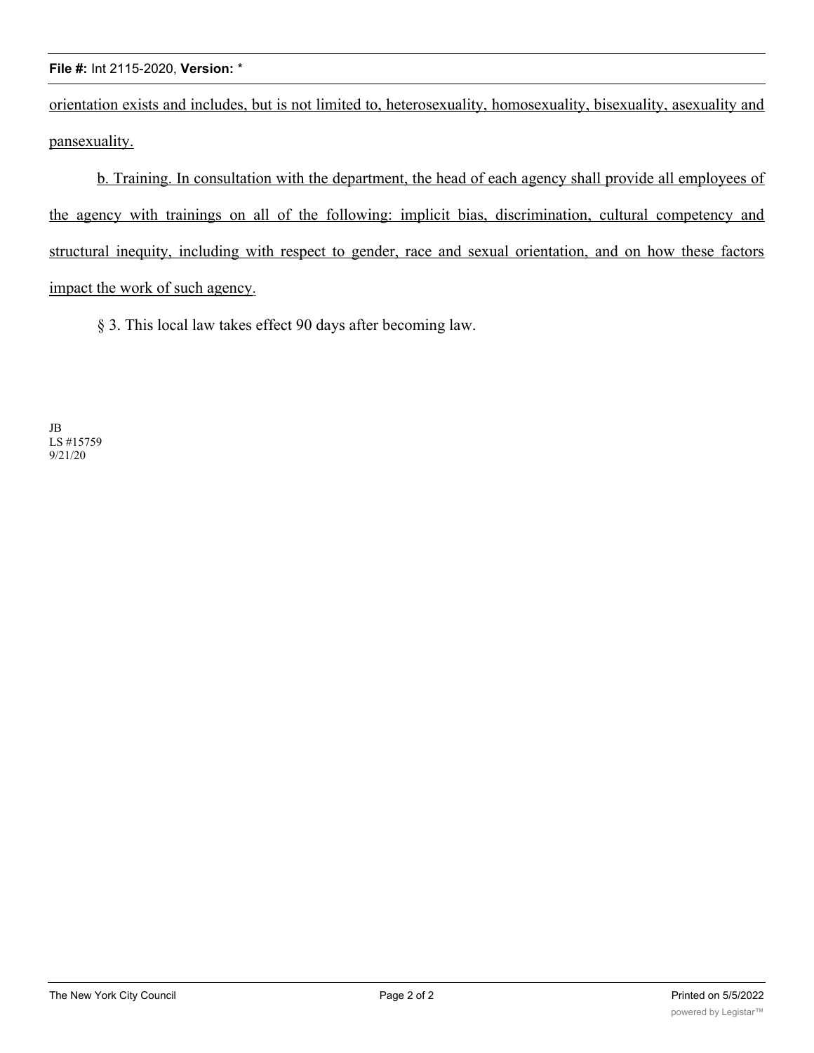orientation exists and includes, but is not limited to, heterosexuality, homosexuality, bisexuality, asexuality and pansexuality.

b. Training. In consultation with the department, the head of each agency shall provide all employees of the agency with trainings on all of the following: implicit bias, discrimination, cultural competency and structural inequity, including with respect to gender, race and sexual orientation, and on how these factors impact the work of such agency.

§ 3. This local law takes effect 90 days after becoming law.

JB
LS #15759
9/21/20